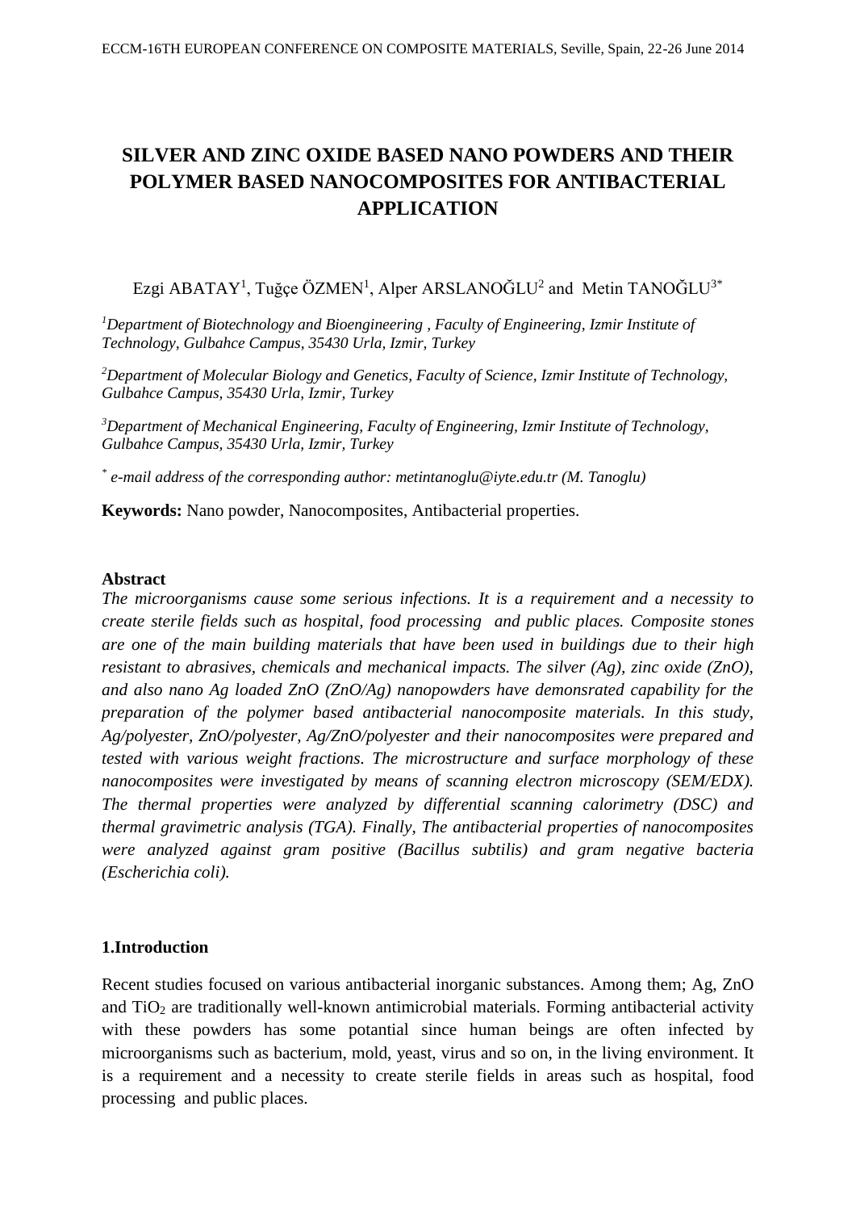# SILVER AND ZINC OXIDE BASED NANO POWDERS AND THEIR POLYMER BASED NANOCOMPOSITES FOR ANTIBACTERIAL APPLICATION

Ezgi ABATAY[1], Tuğçe ÖZMEN[1], Alper ARSLANOĞLU[2] and Metin TANOĞLU[3*]

*[1]Department of Biotechnology and Bioengineering , Faculty of Engineering, Izmir Institute of Technology, Gulbahce Campus, 35430 Urla, Izmir, Turkey*

*[2]Department of Molecular Biology and Genetics, Faculty of Science, Izmir Institute of Technology, Gulbahce Campus, 35430 Urla, Izmir, Turkey*

*[3]Department of Mechanical Engineering, Faculty of Engineering, Izmir Institute of Technology, Gulbahce Campus, 35430 Urla, Izmir, Turkey*

*[*] e-mail address of the corresponding author: metintanoglu@iyte.edu.tr (M. Tanoglu)*

**Keywords:** Nano powder, Nanocomposites, Antibacterial properties.

## Abstract

*The microorganisms cause some serious infections. It is a requirement and a necessity to create sterile fields such as hospital, food processing and public places. Composite stones are one of the main building materials that have been used in buildings due to their high resistant to abrasives, chemicals and mechanical impacts. The silver (Ag), zinc oxide (ZnO), and also nano Ag loaded ZnO (ZnO/Ag) nanopowders have demonsrated capability for the preparation of the polymer based antibacterial nanocomposite materials. In this study, Ag/polyester, ZnO/polyester, Ag/ZnO/polyester and their nanocomposites were prepared and tested with various weight fractions. The microstructure and surface morphology of these nanocomposites were investigated by means of scanning electron microscopy (SEM/EDX). The thermal properties were analyzed by differential scanning calorimetry (DSC) and thermal gravimetric analysis (TGA). Finally, The antibacterial properties of nanocomposites were analyzed against gram positive (Bacillus subtilis) and gram negative bacteria (Escherichia coli).*

## 1.Introduction

Recent studies focused on various antibacterial inorganic substances. Among them; Ag, ZnO and $TiO_2$ are traditionally well-known antimicrobial materials. Forming antibacterial activity with these powders has some potantial since human beings are often infected by microorganisms such as bacterium, mold, yeast, virus and so on, in the living environment. It is a requirement and a necessity to create sterile fields in areas such as hospital, food processing and public places.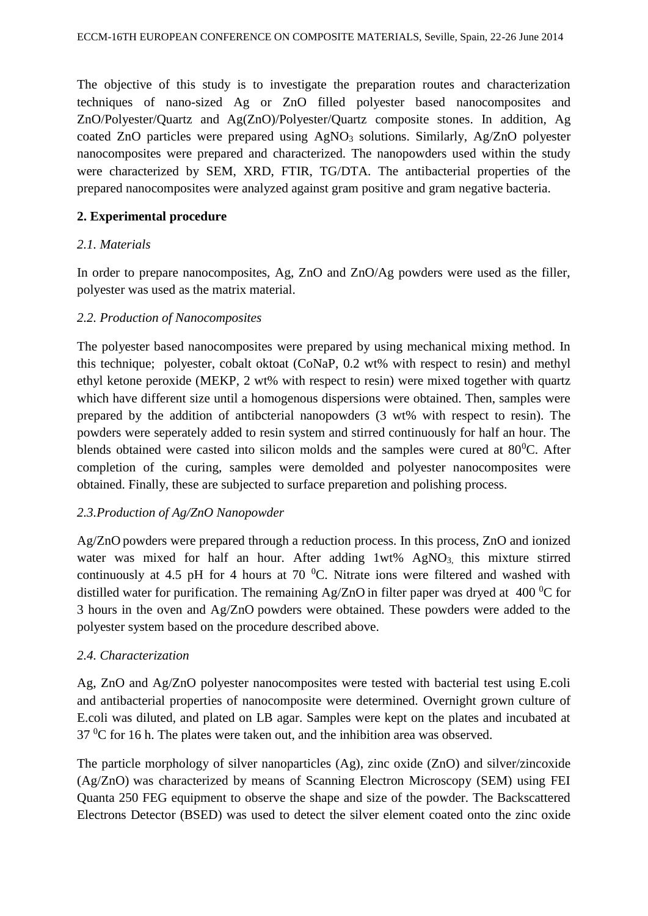The objective of this study is to investigate the preparation routes and characterization techniques of nano-sized Ag or ZnO filled polyester based nanocomposites and ZnO/Polyester/Quartz and Ag(ZnO)/Polyester/Quartz composite stones. In addition, Ag coated ZnO particles were prepared using $AgNO_3$ solutions. Similarly, Ag/ZnO polyester nanocomposites were prepared and characterized. The nanopowders used within the study were characterized by SEM, XRD, FTIR, TG/DTA. The antibacterial properties of the prepared nanocomposites were analyzed against gram positive and gram negative bacteria.

## 2. Experimental procedure

### *2.1. Materials*

In order to prepare nanocomposites, Ag, ZnO and ZnO/Ag powders were used as the filler, polyester was used as the matrix material.

### *2.2. Production of Nanocomposites*

The polyester based nanocomposites were prepared by using mechanical mixing method. In this technique; polyester, cobalt oktoat (CoNaP, 0.2 wt% with respect to resin) and methyl ethyl ketone peroxide (MEKP, 2 wt% with respect to resin) were mixed together with quartz which have different size until a homogenous dispersions were obtained. Then, samples were prepared by the addition of antibcterial nanopowders (3 wt% with respect to resin). The powders were seperately added to resin system and stirred continuously for half an hour. The blends obtained were casted into silicon molds and the samples were cured at $80^0$C. After completion of the curing, samples were demolded and polyester nanocomposites were obtained. Finally, these are subjected to surface preparetion and polishing process.

### *2.3.Production of Ag/ZnO Nanopowder*

Ag/ZnO powders were prepared through a reduction process. In this process, ZnO and ionized water was mixed for half an hour. After adding 1wt% $AgNO_3$, this mixture stirred continuously at 4.5 pH for 4 hours at 70 $^0$C. Nitrate ions were filtered and washed with distilled water for purification. The remaining Ag/ZnO in filter paper was dryed at 400 $^0$C for 3 hours in the oven and Ag/ZnO powders were obtained. These powders were added to the polyester system based on the procedure described above.

### *2.4. Characterization*

Ag, ZnO and Ag/ZnO polyester nanocomposites were tested with bacterial test using E.coli and antibacterial properties of nanocomposite were determined. Overnight grown culture of E.coli was diluted, and plated on LB agar. Samples were kept on the plates and incubated at 37 $^0$C for 16 h. The plates were taken out, and the inhibition area was observed.

The particle morphology of silver nanoparticles (Ag), zinc oxide (ZnO) and silver/zincoxide (Ag/ZnO) was characterized by means of Scanning Electron Microscopy (SEM) using FEI Quanta 250 FEG equipment to observe the shape and size of the powder. The Backscattered Electrons Detector (BSED) was used to detect the silver element coated onto the zinc oxide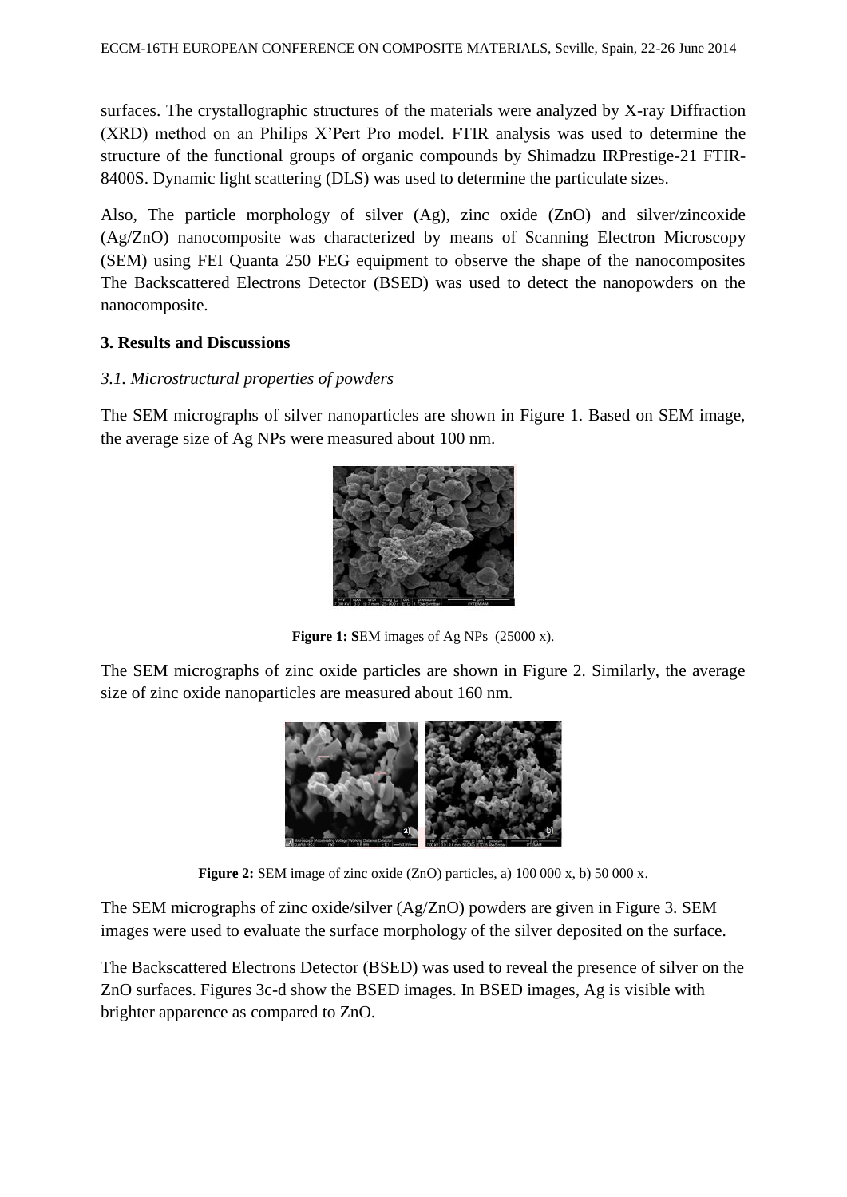surfaces. The crystallographic structures of the materials were analyzed by X-ray Diffraction (XRD) method on an Philips X'Pert Pro model. FTIR analysis was used to determine the structure of the functional groups of organic compounds by Shimadzu IRPrestige-21 FTIR-8400S. Dynamic light scattering (DLS) was used to determine the particulate sizes.

Also, The particle morphology of silver (Ag), zinc oxide (ZnO) and silver/zincoxide (Ag/ZnO) nanocomposite was characterized by means of Scanning Electron Microscopy (SEM) using FEI Quanta 250 FEG equipment to observe the shape of the nanocomposites The Backscattered Electrons Detector (BSED) was used to detect the nanopowders on the nanocomposite.

### 3. Results and Discussions

#### *3.1. Microstructural properties of powders*

The SEM micrographs of silver nanoparticles are shown in Figure 1. Based on SEM image, the average size of Ag NPs were measured about 100 nm.

**Figure 1:** **S**EM images of Ag NPs (25000 x).

The SEM micrographs of zinc oxide particles are shown in Figure 2. Similarly, the average size of zinc oxide nanoparticles are measured about 160 nm.

**Figure 2:** SEM image of zinc oxide (ZnO) particles, a) 100 000 x, b) 50 000 x.

The SEM micrographs of zinc oxide/silver (Ag/ZnO) powders are given in Figure 3. SEM images were used to evaluate the surface morphology of the silver deposited on the surface.

The Backscattered Electrons Detector (BSED) was used to reveal the presence of silver on the ZnO surfaces. Figures 3c-d show the BSED images. In BSED images, Ag is visible with brighter apparence as compared to ZnO.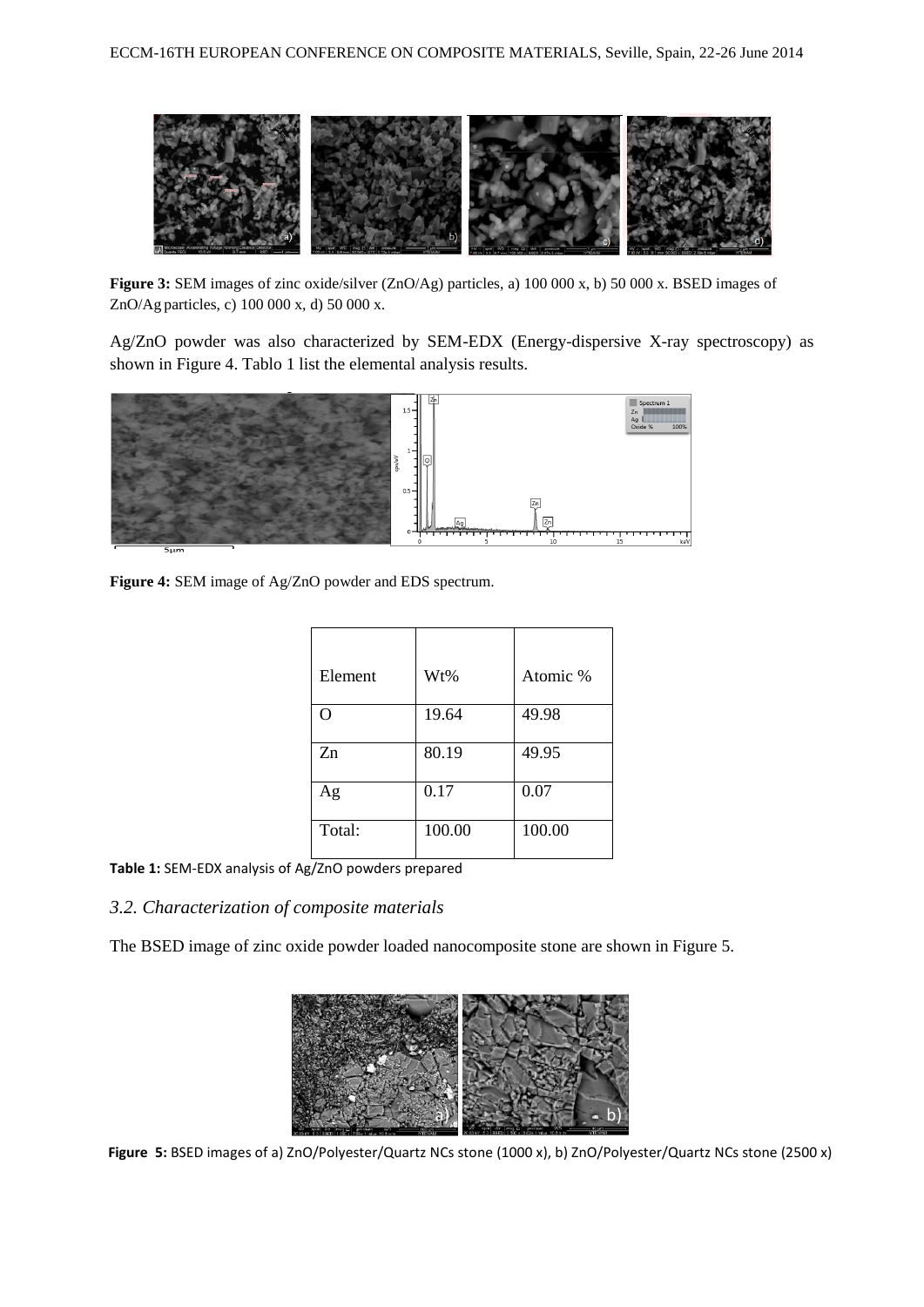**Figure 3:** SEM images of zinc oxide/silver (ZnO/Ag) particles, a) 100 000 x, b) 50 000 x. BSED images of ZnO/Ag particles, c) 100 000 x, d) 50 000 x.

Ag/ZnO powder was also characterized by SEM-EDX (Energy-dispersive X-ray spectroscopy) as shown in Figure 4. Tablo 1 list the elemental analysis results.

**Figure 4:** SEM image of Ag/ZnO powder and EDS spectrum.

| Element | Wt% | Atomic % |
|---|---|---|
| O | 19.64 | 49.98 |
| Zn | 80.19 | 49.95 |
| Ag | 0.17 | 0.07 |
| Total: | 100.00 | 100.00 |

**Table 1:** SEM-EDX analysis of Ag/ZnO powders prepared

### *3.2. Characterization of composite materials*

The BSED image of zinc oxide powder loaded nanocomposite stone are shown in Figure 5.

**Figure 5:** BSED images of a) ZnO/Polyester/Quartz NCs stone (1000 x), b) ZnO/Polyester/Quartz NCs stone (2500 x)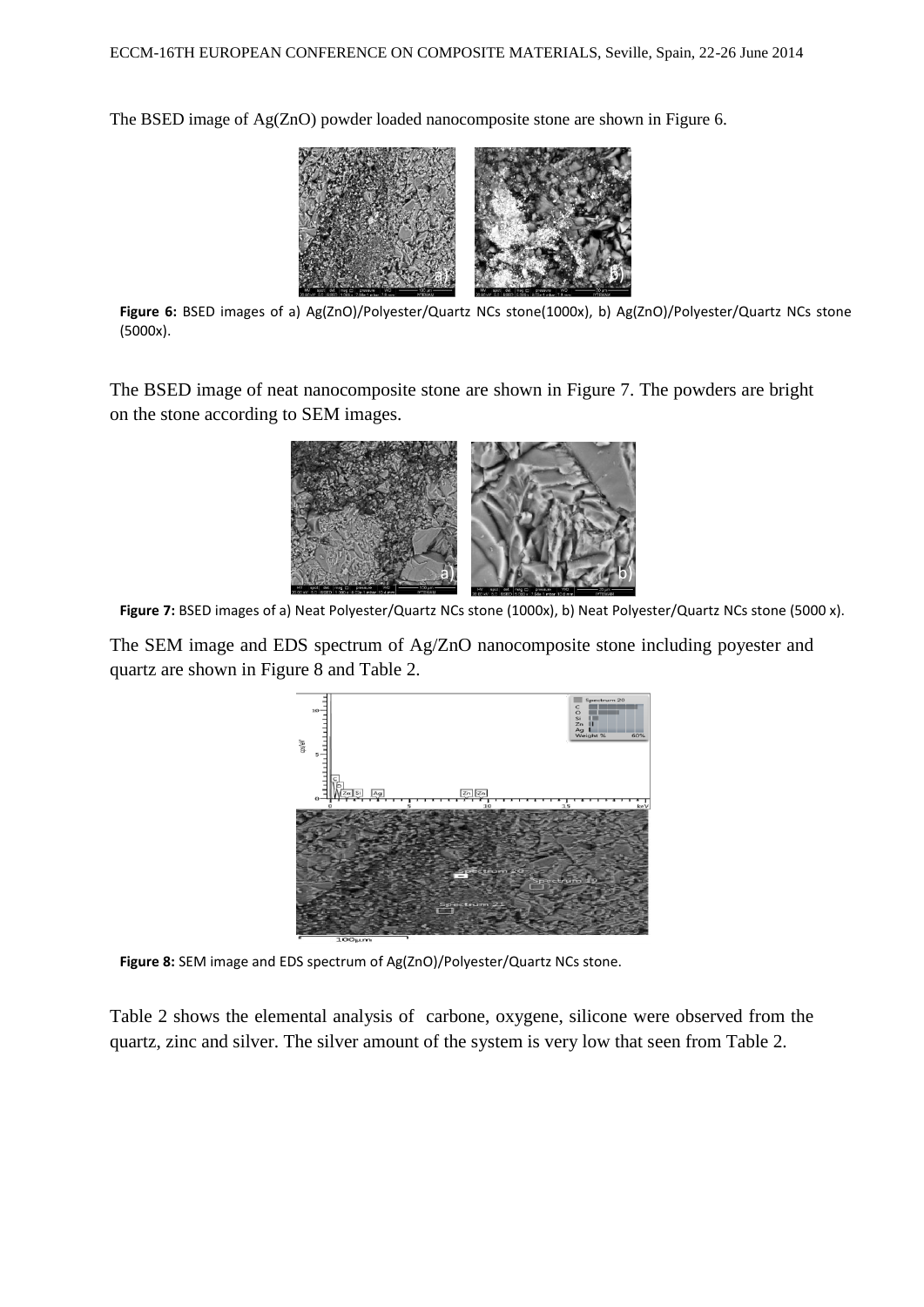The BSED image of Ag(ZnO) powder loaded nanocomposite stone are shown in Figure 6.

**Figure 6:** BSED images of a) Ag(ZnO)/Polyester/Quartz NCs stone(1000x), b) Ag(ZnO)/Polyester/Quartz NCs stone (5000x).

The BSED image of neat nanocomposite stone are shown in Figure 7. The powders are bright on the stone according to SEM images.

**Figure 7:** BSED images of a) Neat Polyester/Quartz NCs stone (1000x), b) Neat Polyester/Quartz NCs stone (5000 x).

The SEM image and EDS spectrum of Ag/ZnO nanocomposite stone including poyester and quartz are shown in Figure 8 and Table 2.

**Figure 8:** SEM image and EDS spectrum of Ag(ZnO)/Polyester/Quartz NCs stone.

Table 2 shows the elemental analysis of carbone, oxygene, silicone were observed from the quartz, zinc and silver. The silver amount of the system is very low that seen from Table 2.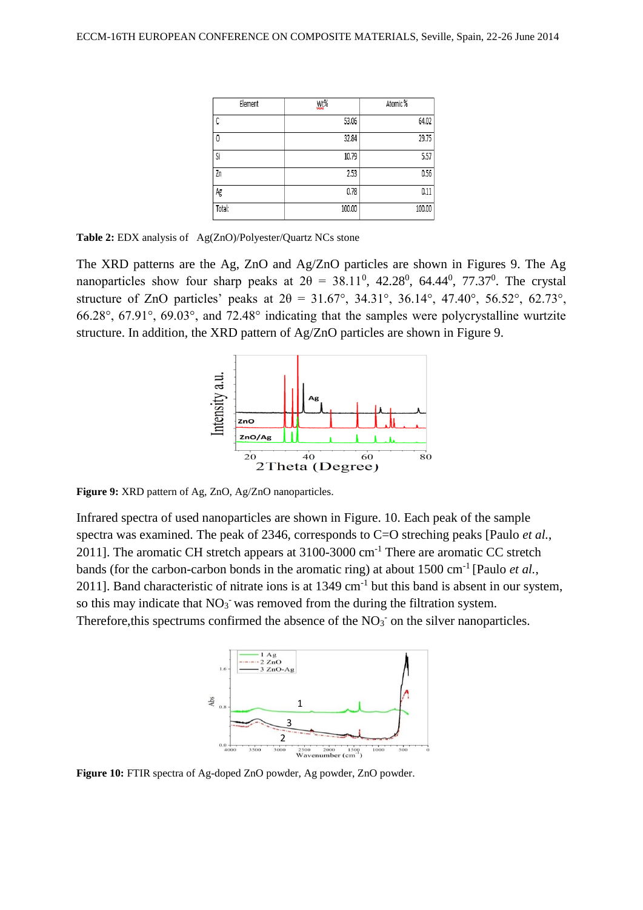| Element | Wt% | Atomic % |
|---|---|---|
| C | 53.06 | 64.02 |
| O | 32.84 | 29.75 |
| Si | 10.79 | 5.57 |
| Zn | 2.53 | 0.56 |
| Ag | 0.78 | 0.11 |
| Total: | 100.00 | 100.00 |

**Table 2:** EDX analysis of Ag(ZnO)/Polyester/Quartz NCs stone

The XRD patterns are the Ag, ZnO and Ag/ZnO particles are shown in Figures 9. The Ag nanoparticles show four sharp peaks at $2\theta$ = $38.11^0$, $42.28^0$, $64.44^0$, $77.37^0$. The crystal structure of ZnO particles' peaks at $2\theta$ = 31.67°, 34.31°, 36.14°, 47.40°, 56.52°, 62.73°, 66.28°, 67.91°, 69.03°, and 72.48° indicating that the samples were polycrystalline wurtzite structure. In addition, the XRD pattern of Ag/ZnO particles are shown in Figure 9.

**Figure 9:** XRD pattern of Ag, ZnO, Ag/ZnO nanoparticles.

Infrared spectra of used nanoparticles are shown in Figure. 10. Each peak of the sample spectra was examined. The peak of 2346, corresponds to C=O streching peaks [Paulo *et al.*, 2011]. The aromatic CH stretch appears at 3100-3000 $cm^{-1}$ There are aromatic CC stretch bands (for the carbon-carbon bonds in the aromatic ring) at about 1500 $cm^{-1}$ [Paulo *et al.*, 2011]. Band characteristic of nitrate ions is at 1349 $cm^{-1}$ but this band is absent in our system, so this may indicate that $NO_3^-$ was removed from the during the filtration system. Therefore,this spectrums confirmed the absence of the $NO_3^-$ on the silver nanoparticles.

**Figure 10:** FTIR spectra of Ag-doped ZnO powder, Ag powder, ZnO powder.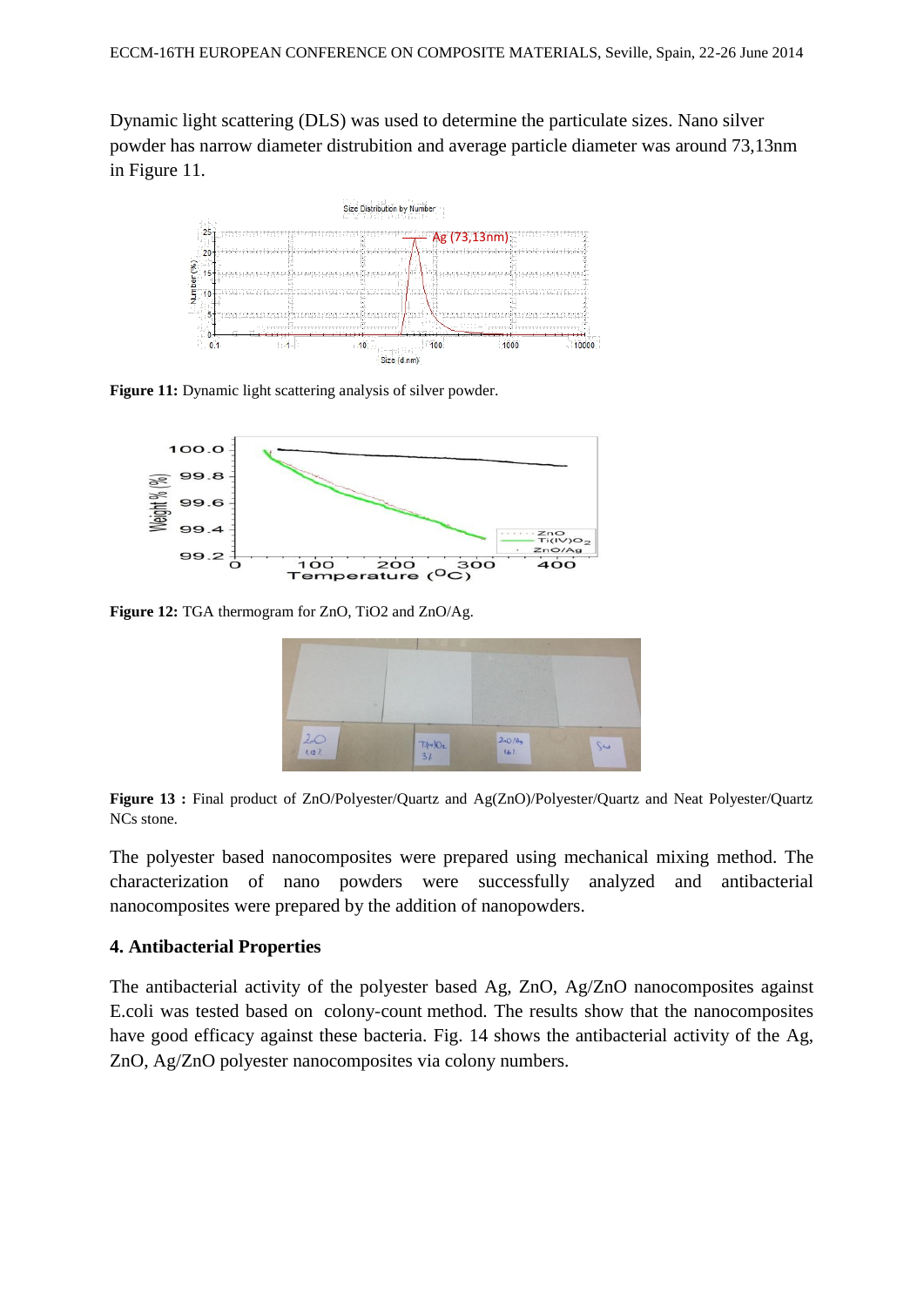Dynamic light scattering (DLS) was used to determine the particulate sizes. Nano silver powder has narrow diameter distrubition and average particle diameter was around 73,13nm in Figure 11.

**Figure 11:** Dynamic light scattering analysis of silver powder.

**Figure 12:** TGA thermogram for ZnO, TiO2 and ZnO/Ag.

**Figure 13 :** Final product of ZnO/Polyester/Quartz and Ag(ZnO)/Polyester/Quartz and Neat Polyester/Quartz NCs stone.

The polyester based nanocomposites were prepared using mechanical mixing method. The characterization of nano powders were successfully analyzed and antibacterial nanocomposites were prepared by the addition of nanopowders.

## 4. Antibacterial Properties

The antibacterial activity of the polyester based Ag, ZnO, Ag/ZnO nanocomposites against E.coli was tested based on colony-count method. The results show that the nanocomposites have good efficacy against these bacteria. Fig. 14 shows the antibacterial activity of the Ag, ZnO, Ag/ZnO polyester nanocomposites via colony numbers.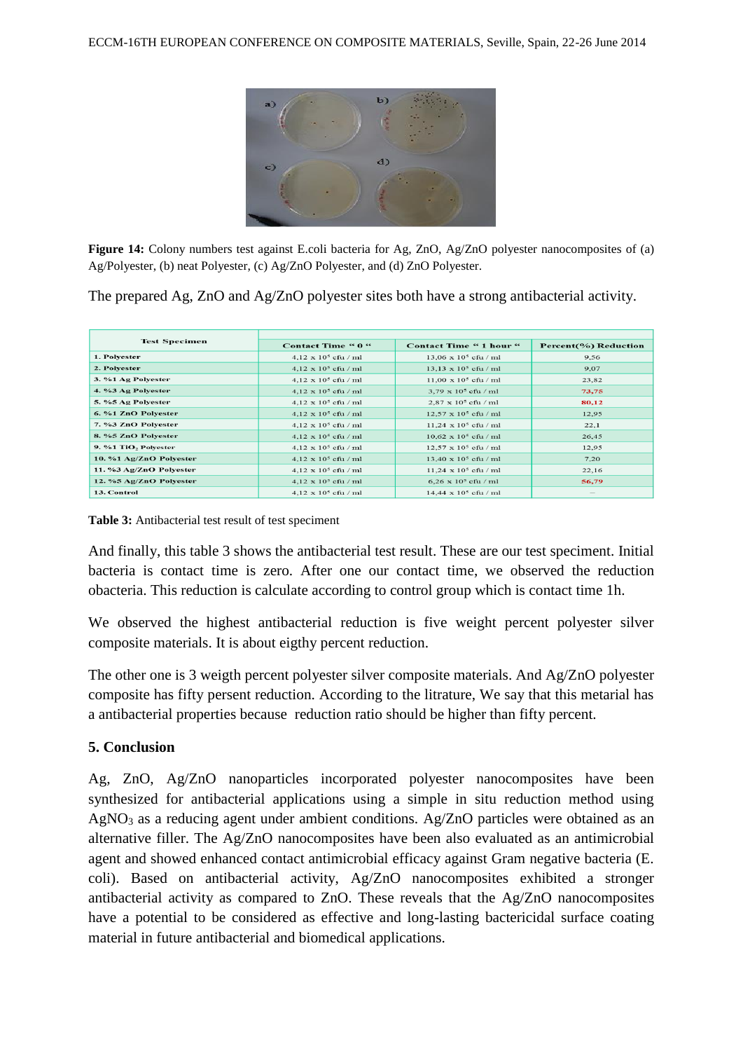**Figure 14:** Colony numbers test against E.coli bacteria for Ag, ZnO, Ag/ZnO polyester nanocomposites of (a) Ag/Polyester, (b) neat Polyester, (c) Ag/ZnO Polyester, and (d) ZnO Polyester.

The prepared Ag, ZnO and Ag/ZnO polyester sites both have a strong antibacterial activity.

| Test Specimen | Contact Time " 0 " | Contact Time " 1 hour " | Percent(%) Reduction |
|---|---|---|---|
| 1. Polyester | 4,12 x $10^5$ cfu / ml | 13,06 x $10^5$ cfu / ml | 9,56 |
| 2. Polyester | 4,12 x $10^5$ cfu / ml | 13,13 x $10^5$ cfu / ml | 9,07 |
| 3. %1 Ag Polyester | 4,12 x $10^5$ cfu / ml | 11,00 x $10^5$ cfu / ml | 23,82 |
| 4. %3 Ag Polyester | 4,12 x $10^5$ cfu / ml | 3,79 x $10^5$ cfu / ml | 73,75 |
| 5. %5 Ag Polyester | 4,12 x $10^5$ cfu / ml | 2,87 x $10^5$ cfu / ml | 80,12 |
| 6. %1 ZnO Polyester | 4,12 x $10^5$ cfu / ml | 12,57 x $10^5$ cfu / ml | 12,95 |
| 7. %3 ZnO Polyester | 4,12 x $10^5$ cfu / ml | 11,24 x $10^5$ cfu / ml | 22,1 |
| 8. %5 ZnO Polyester | 4,12 x $10^5$ cfu / ml | 10,62 x $10^5$ cfu / ml | 26,45 |
| 9. %1 $TiO_2$ Polyester | 4,12 x $10^5$ cfu / ml | 12,57 x $10^5$ cfu / ml | 12,95 |
| 10. %1 Ag/ZnO Polyester | 4,12 x $10^5$ cfu / ml | 13,40 x $10^5$ cfu / ml | 7,20 |
| 11. %3 Ag/ZnO Polyester | 4,12 x $10^5$ cfu / ml | 11,24 x $10^5$ cfu / ml | 22,16 |
| 12. %5 Ag/ZnO Polyester | 4,12 x $10^5$ cfu / ml | 6,26 x $10^5$ cfu / ml | 56,79 |
| 13. Control | 4,12 x $10^5$ cfu / ml | 14,44 x $10^5$ cfu / ml | — |

**Table 3:** Antibacterial test result of test speciment

And finally, this table 3 shows the antibacterial test result. These are our test speciment. Initial bacteria is contact time is zero. After one our contact time, we observed the reduction obacteria. This reduction is calculate according to control group which is contact time 1h.

We observed the highest antibacterial reduction is five weight percent polyester silver composite materials. It is about eigthy percent reduction.

The other one is 3 weigth percent polyester silver composite materials. And Ag/ZnO polyester composite has fifty persent reduction. According to the litrature, We say that this metarial has a antibacterial properties because reduction ratio should be higher than fifty percent.

## 5. Conclusion

Ag, ZnO, Ag/ZnO nanoparticles incorporated polyester nanocomposites have been synthesized for antibacterial applications using a simple in situ reduction method using $AgNO_3$ as a reducing agent under ambient conditions. Ag/ZnO particles were obtained as an alternative filler. The Ag/ZnO nanocomposites have been also evaluated as an antimicrobial agent and showed enhanced contact antimicrobial efficacy against Gram negative bacteria (E. coli). Based on antibacterial activity, Ag/ZnO nanocomposites exhibited a stronger antibacterial activity as compared to ZnO. These reveals that the Ag/ZnO nanocomposites have a potential to be considered as effective and long-lasting bactericidal surface coating material in future antibacterial and biomedical applications.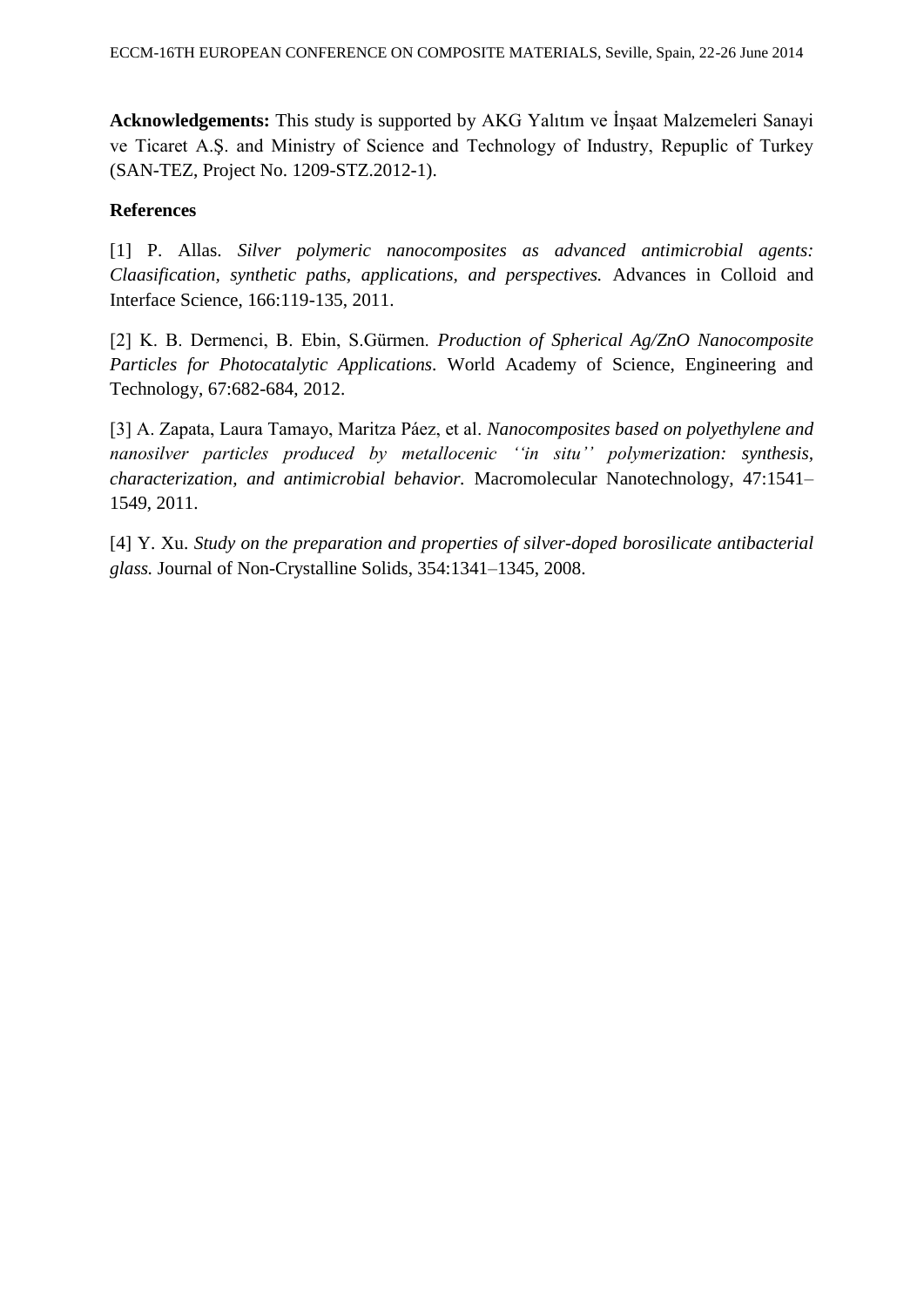**Acknowledgements:** This study is supported by AKG Yalıtım ve İnşaat Malzemeleri Sanayi ve Ticaret A.Ş. and Ministry of Science and Technology of Industry, Repuplic of Turkey (SAN-TEZ, Project No. 1209-STZ.2012-1).

## References

[1] P. Allas. *Silver polymeric nanocomposites as advanced antimicrobial agents: Claasification, synthetic paths, applications, and perspectives.* Advances in Colloid and Interface Science, 166:119-135, 2011.

[2] K. B. Dermenci, B. Ebin, S.Gürmen. *Production of Spherical Ag/ZnO Nanocomposite Particles for Photocatalytic Applications*. World Academy of Science, Engineering and Technology, 67:682-684, 2012.

[3] A. Zapata, Laura Tamayo, Maritza Páez, et al. *Nanocomposites based on polyethylene and nanosilver particles produced by metallocenic ''in situ'' polymerization: synthesis, characterization, and antimicrobial behavior.* Macromolecular Nanotechnology, 47:1541–1549, 2011.

[4] Y. Xu. *Study on the preparation and properties of silver-doped borosilicate antibacterial glass.* Journal of Non-Crystalline Solids, 354:1341–1345, 2008.